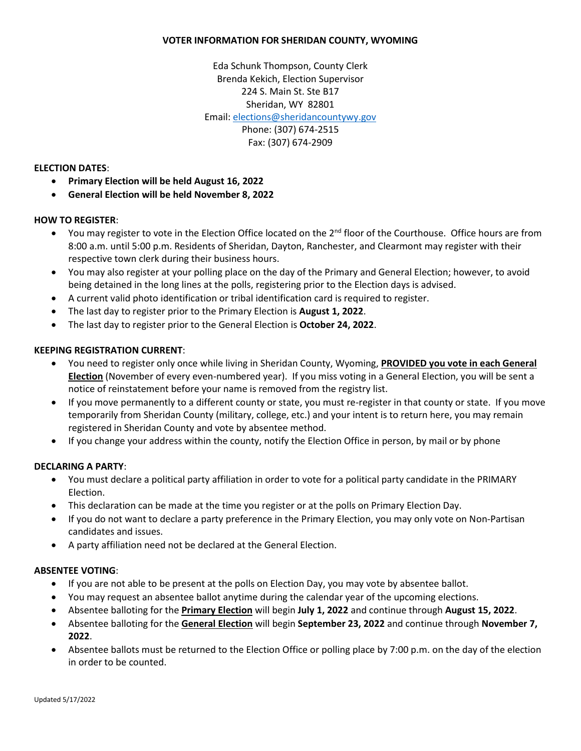# VOTER INFORMATION FOR SHERIDAN COUNTY, WYOMING

Eda Schunk Thompson, County Clerk
Brenda Kekich, Election Supervisor
224 S. Main St. Ste B17
Sheridan, WY 82801
Email: elections@sheridancountywy.gov
Phone: (307) 674-2515
Fax: (307) 674-2909

**ELECTION DATES**:

- **Primary Election will be held August 16, 2022**
- **General Election will be held November 8, 2022**

**HOW TO REGISTER**:

- You may register to vote in the Election Office located on the 2nd floor of the Courthouse. Office hours are from 8:00 a.m. until 5:00 p.m. Residents of Sheridan, Dayton, Ranchester, and Clearmont may register with their respective town clerk during their business hours.
- You may also register at your polling place on the day of the Primary and General Election; however, to avoid being detained in the long lines at the polls, registering prior to the Election days is advised.
- A current valid photo identification or tribal identification card is required to register.
- The last day to register prior to the Primary Election is **August 1, 2022**.
- The last day to register prior to the General Election is **October 24, 2022**.

**KEEPING REGISTRATION CURRENT**:

- You need to register only once while living in Sheridan County, Wyoming, **PROVIDED you vote in each General Election** (November of every even-numbered year). If you miss voting in a General Election, you will be sent a notice of reinstatement before your name is removed from the registry list.
- If you move permanently to a different county or state, you must re-register in that county or state. If you move temporarily from Sheridan County (military, college, etc.) and your intent is to return here, you may remain registered in Sheridan County and vote by absentee method.
- If you change your address within the county, notify the Election Office in person, by mail or by phone

**DECLARING A PARTY**:

- You must declare a political party affiliation in order to vote for a political party candidate in the PRIMARY Election.
- This declaration can be made at the time you register or at the polls on Primary Election Day.
- If you do not want to declare a party preference in the Primary Election, you may only vote on Non-Partisan candidates and issues.
- A party affiliation need not be declared at the General Election.

**ABSENTEE VOTING**:

- If you are not able to be present at the polls on Election Day, you may vote by absentee ballot.
- You may request an absentee ballot anytime during the calendar year of the upcoming elections.
- Absentee balloting for the **Primary Election** will begin **July 1, 2022** and continue through **August 15, 2022**.
- Absentee balloting for the **General Election** will begin **September 23, 2022** and continue through **November 7, 2022**.
- Absentee ballots must be returned to the Election Office or polling place by 7:00 p.m. on the day of the election in order to be counted.

Updated 5/17/2022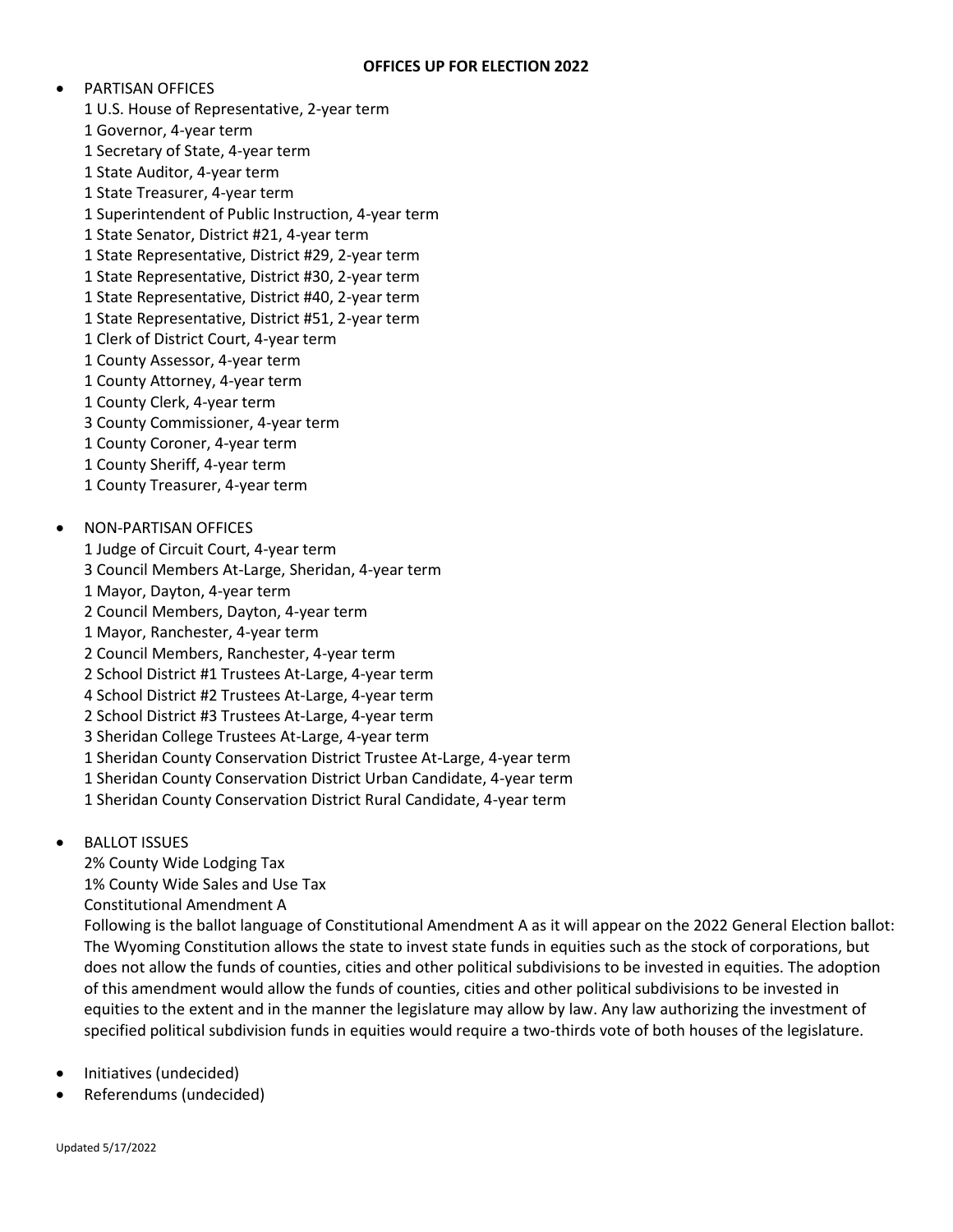# OFFICES UP FOR ELECTION 2022

- PARTISAN OFFICES

  1 U.S. House of Representative, 2-year term
  1 Governor, 4-year term
  1 Secretary of State, 4-year term
  1 State Auditor, 4-year term
  1 State Treasurer, 4-year term
  1 Superintendent of Public Instruction, 4-year term
  1 State Senator, District #21, 4-year term
  1 State Representative, District #29, 2-year term
  1 State Representative, District #30, 2-year term
  1 State Representative, District #40, 2-year term
  1 State Representative, District #51, 2-year term
  1 Clerk of District Court, 4-year term
  1 County Assessor, 4-year term
  1 County Attorney, 4-year term
  1 County Clerk, 4-year term
  3 County Commissioner, 4-year term
  1 County Coroner, 4-year term
  1 County Sheriff, 4-year term
  1 County Treasurer, 4-year term

- NON-PARTISAN OFFICES

  1 Judge of Circuit Court, 4-year term
  3 Council Members At-Large, Sheridan, 4-year term
  1 Mayor, Dayton, 4-year term
  2 Council Members, Dayton, 4-year term
  1 Mayor, Ranchester, 4-year term
  2 Council Members, Ranchester, 4-year term
  2 School District #1 Trustees At-Large, 4-year term
  4 School District #2 Trustees At-Large, 4-year term
  2 School District #3 Trustees At-Large, 4-year term
  3 Sheridan College Trustees At-Large, 4-year term
  1 Sheridan County Conservation District Trustee At-Large, 4-year term
  1 Sheridan County Conservation District Urban Candidate, 4-year term
  1 Sheridan County Conservation District Rural Candidate, 4-year term

- BALLOT ISSUES

  2% County Wide Lodging Tax
  1% County Wide Sales and Use Tax
  Constitutional Amendment A
  Following is the ballot language of Constitutional Amendment A as it will appear on the 2022 General Election ballot: The Wyoming Constitution allows the state to invest state funds in equities such as the stock of corporations, but does not allow the funds of counties, cities and other political subdivisions to be invested in equities. The adoption of this amendment would allow the funds of counties, cities and other political subdivisions to be invested in equities to the extent and in the manner the legislature may allow by law. Any law authorizing the investment of specified political subdivision funds in equities would require a two-thirds vote of both houses of the legislature.

- Initiatives (undecided)
- Referendums (undecided)

Updated 5/17/2022